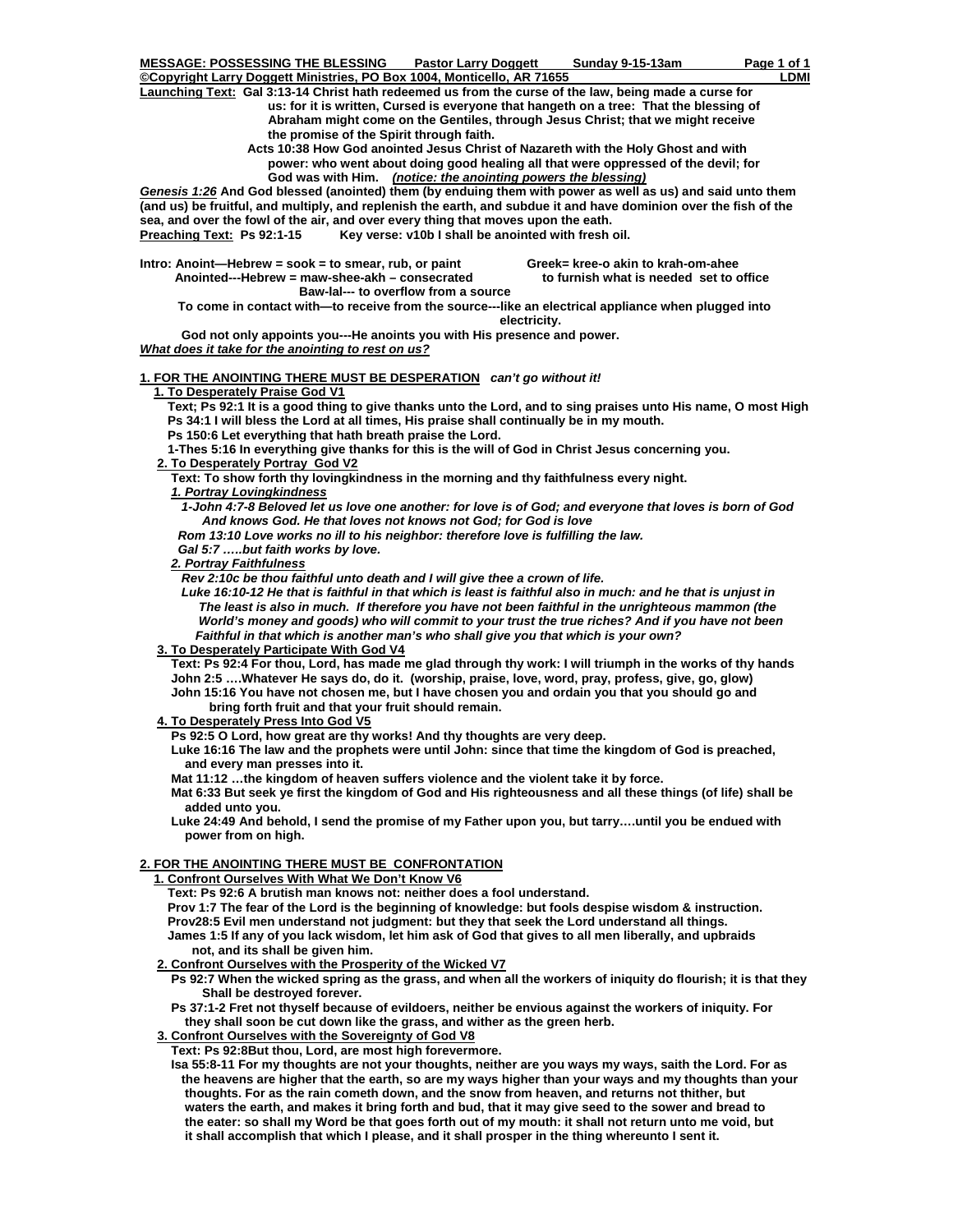**MESSAGE: POSSESSING THE BLESSING** **Pastor Larry Doggett** **Sunday 9-15-13am**

**©Copyright Larry Doggett Ministries, PO Box 1004, Monticello, AR 71655** **LDMI**

**Launching Text:** **Gal 3:13-14 Christ hath redeemed us from the curse of the law, being made a curse for us: for it is written, Cursed is everyone that hangeth on a tree: That the blessing of Abraham might come on the Gentiles, through Jesus Christ; that we might receive the promise of the Spirit through faith.**

**Acts 10:38 How God anointed Jesus Christ of Nazareth with the Holy Ghost and with power: who went about doing good healing all that were oppressed of the devil; for God was with Him.** ***(notice: the anointing powers the blessing)***

***Genesis 1:26*** **And God blessed (anointed) them (by enduing them with power as well as us) and said unto them (and us) be fruitful, and multiply, and replenish the earth, and subdue it and have dominion over the fish of the sea, and over the fowl of the air, and over every thing that moves upon the eath.**

**Preaching Text: Ps 92:1-15** **Key verse: v10b I shall be anointed with fresh oil.**

**Intro: Anoint—Hebrew = sook = to smear, rub, or paint** **Greek= kree-o akin to krah-om-ahee**
**Anointed---Hebrew = maw-shee-akh – consecrated** **to furnish what is needed set to office**
**Baw-lal--- to overflow from a source**

**To come in contact with—to receive from the source---like an electrical appliance when plugged into electricity.**

**God not only appoints you---He anoints you with His presence and power.**

***What does it take for the anointing to rest on us?***

**1. FOR THE ANOINTING THERE MUST BE DESPERATION** ***can't go without it!***

**1. To Desperately Praise God V1**

**Text; Ps 92:1 It is a good thing to give thanks unto the Lord, and to sing praises unto His name, O most High**
**Ps 34:1 I will bless the Lord at all times, His praise shall continually be in my mouth.**
**Ps 150:6 Let everything that hath breath praise the Lord.**
**1-Thes 5:16 In everything give thanks for this is the will of God in Christ Jesus concerning you.**

**2. To Desperately Portray God V2**

**Text: To show forth thy lovingkindness in the morning and thy faithfulness every night.**

***1. Portray Lovingkindness***

***1-John 4:7-8 Beloved let us love one another: for love is of God; and everyone that loves is born of God And knows God. He that loves not knows not God; for God is love***
***Rom 13:10 Love works no ill to his neighbor: therefore love is fulfilling the law.***
***Gal 5:7 …..but faith works by love.***

***2. Portray Faithfulness***

***Rev 2:10c be thou faithful unto death and I will give thee a crown of life.***
***Luke 16:10-12 He that is faithful in that which is least is faithful also in much: and he that is unjust in The least is also in much. If therefore you have not been faithful in the unrighteous mammon (the World's money and goods) who will commit to your trust the true riches? And if you have not been Faithful in that which is another man's who shall give you that which is your own?***

**3. To Desperately Participate With God V4**

**Text: Ps 92:4 For thou, Lord, has made me glad through thy work: I will triumph in the works of thy hands**
**John 2:5 ….Whatever He says do, do it. (worship, praise, love, word, pray, profess, give, go, glow)**
**John 15:16 You have not chosen me, but I have chosen you and ordain you that you should go and bring forth fruit and that your fruit should remain.**

**4. To Desperately Press Into God V5**

**Ps 92:5 O Lord, how great are thy works! And thy thoughts are very deep.**
**Luke 16:16 The law and the prophets were until John: since that time the kingdom of God is preached, and every man presses into it.**
**Mat 11:12 …the kingdom of heaven suffers violence and the violent take it by force.**
**Mat 6:33 But seek ye first the kingdom of God and His righteousness and all these things (of life) shall be added unto you.**
**Luke 24:49 And behold, I send the promise of my Father upon you, but tarry….until you be endued with power from on high.**

**2. FOR THE ANOINTING THERE MUST BE CONFRONTATION**

**1. Confront Ourselves With What We Don't Know V6**

**Text: Ps 92:6 A brutish man knows not: neither does a fool understand.**
**Prov 1:7 The fear of the Lord is the beginning of knowledge: but fools despise wisdom & instruction.**
**Prov28:5 Evil men understand not judgment: but they that seek the Lord understand all things.**
**James 1:5 If any of you lack wisdom, let him ask of God that gives to all men liberally, and upbraids not, and its shall be given him.**

**2. Confront Ourselves with the Prosperity of the Wicked V7**

**Ps 92:7 When the wicked spring as the grass, and when all the workers of iniquity do flourish; it is that they Shall be destroyed forever.**
**Ps 37:1-2 Fret not thyself because of evildoers, neither be envious against the workers of iniquity. For they shall soon be cut down like the grass, and wither as the green herb.**

**3. Confront Ourselves with the Sovereignty of God V8**

**Text: Ps 92:8But thou, Lord, are most high forevermore.**
**Isa 55:8-11 For my thoughts are not your thoughts, neither are you ways my ways, saith the Lord. For as the heavens are higher that the earth, so are my ways higher than your ways and my thoughts than your thoughts. For as the rain cometh down, and the snow from heaven, and returns not thither, but waters the earth, and makes it bring forth and bud, that it may give seed to the sower and bread to the eater: so shall my Word be that goes forth out of my mouth: it shall not return unto me void, but it shall accomplish that which I please, and it shall prosper in the thing whereunto I sent it.**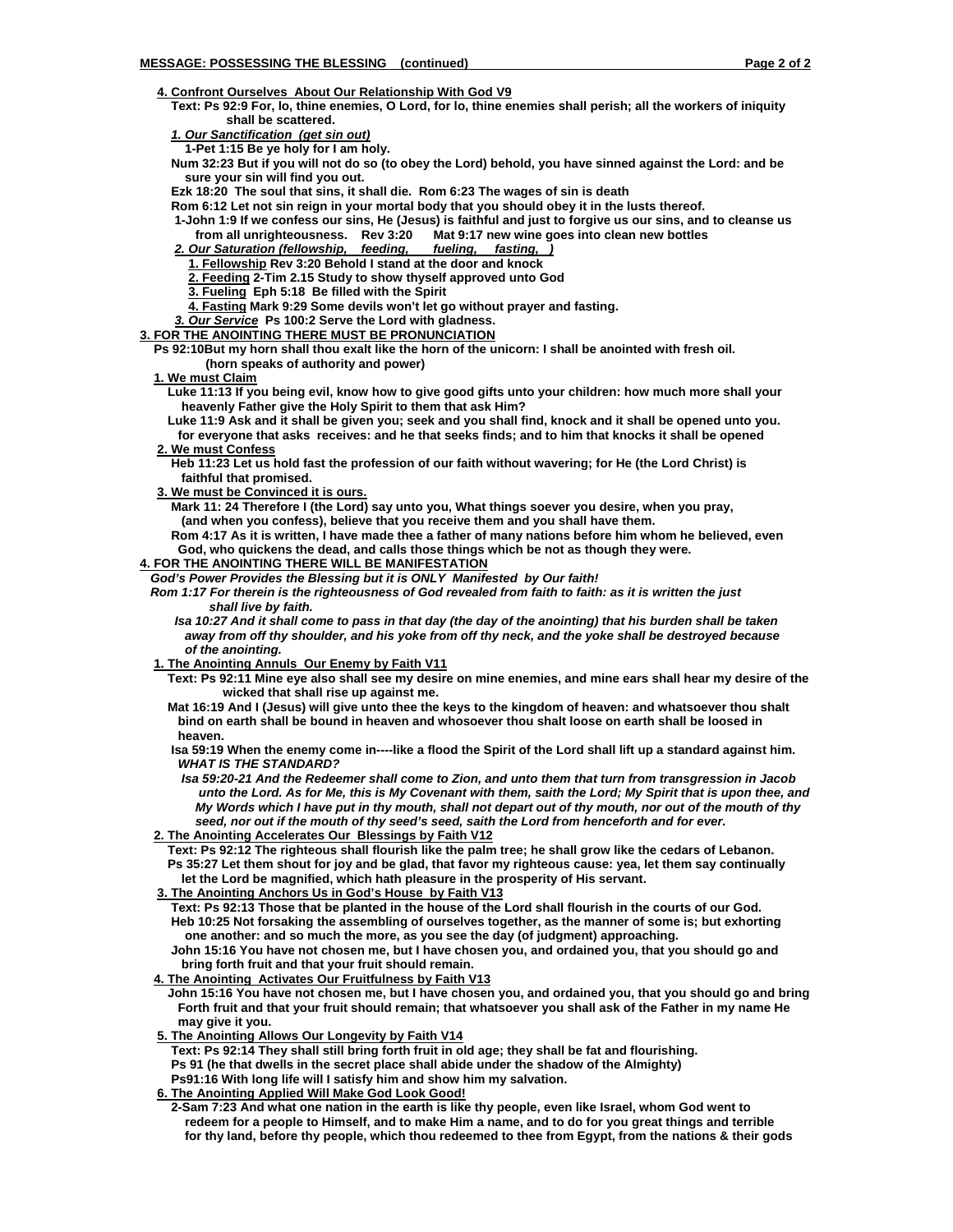**4. Confront Ourselves About Our Relationship With God V9**

**Text: Ps 92:9 For, lo, thine enemies, O Lord, for lo, thine enemies shall perish; all the workers of iniquity shall be scattered.**

***1. Our Sanctification (get sin out)***

**1-Pet 1:15 Be ye holy for I am holy.**

**Num 32:23 But if you will not do so (to obey the Lord) behold, you have sinned against the Lord: and be sure your sin will find you out.**

**Ezk 18:20 The soul that sins, it shall die. Rom 6:23 The wages of sin is death**

**Rom 6:12 Let not sin reign in your mortal body that you should obey it in the lusts thereof.**

**1-John 1:9 If we confess our sins, He (Jesus) is faithful and just to forgive us our sins, and to cleanse us from all unrighteousness. Rev 3:20 Mat 9:17 new wine goes into clean new bottles**

***2. Our Saturation (fellowship, feeding, fueling, fasting, )***

**1. Fellowship Rev 3:20 Behold I stand at the door and knock**

**2. Feeding 2-Tim 2.15 Study to show thyself approved unto God**

**3. Fueling Eph 5:18 Be filled with the Spirit**

**4. Fasting Mark 9:29 Some devils won't let go without prayer and fasting.**

***3. Our Service* Ps 100:2 Serve the Lord with gladness.**

## 3. FOR THE ANOINTING THERE MUST BE PRONUNCIATION

**Ps 92:10But my horn shall thou exalt like the horn of the unicorn: I shall be anointed with fresh oil. (horn speaks of authority and power)**

**1. We must Claim**

**Luke 11:13 If you being evil, know how to give good gifts unto your children: how much more shall your heavenly Father give the Holy Spirit to them that ask Him?**

**Luke 11:9 Ask and it shall be given you; seek and you shall find, knock and it shall be opened unto you. for everyone that asks receives: and he that seeks finds; and to him that knocks it shall be opened**

**2. We must Confess**

**Heb 11:23 Let us hold fast the profession of our faith without wavering; for He (the Lord Christ) is faithful that promised.**

**3. We must be Convinced it is ours.**

**Mark 11: 24 Therefore I (the Lord) say unto you, What things soever you desire, when you pray, (and when you confess), believe that you receive them and you shall have them.**

**Rom 4:17 As it is written, I have made thee a father of many nations before him whom he believed, even God, who quickens the dead, and calls those things which be not as though they were.**

## 4. FOR THE ANOINTING THERE WILL BE MANIFESTATION

***God's Power Provides the Blessing but it is ONLY Manifested by Our faith!***

***Rom 1:17 For therein is the righteousness of God revealed from faith to faith: as it is written the just shall live by faith.***

***Isa 10:27 And it shall come to pass in that day (the day of the anointing) that his burden shall be taken away from off thy shoulder, and his yoke from off thy neck, and the yoke shall be destroyed because of the anointing.***

**1. The Anointing Annuls Our Enemy by Faith V11**

**Text: Ps 92:11 Mine eye also shall see my desire on mine enemies, and mine ears shall hear my desire of the wicked that shall rise up against me.**

**Mat 16:19 And I (Jesus) will give unto thee the keys to the kingdom of heaven: and whatsoever thou shalt bind on earth shall be bound in heaven and whosoever thou shalt loose on earth shall be loosed in heaven.**

**Isa 59:19 When the enemy come in----like a flood the Spirit of the Lord shall lift up a standard against him.**
***WHAT IS THE STANDARD?***

***Isa 59:20-21 And the Redeemer shall come to Zion, and unto them that turn from transgression in Jacob unto the Lord. As for Me, this is My Covenant with them, saith the Lord; My Spirit that is upon thee, and My Words which I have put in thy mouth, shall not depart out of thy mouth, nor out of the mouth of thy seed, nor out if the mouth of thy seed's seed, saith the Lord from henceforth and for ever.***

**2. The Anointing Accelerates Our Blessings by Faith V12**

**Text: Ps 92:12 The righteous shall flourish like the palm tree; he shall grow like the cedars of Lebanon.**

**Ps 35:27 Let them shout for joy and be glad, that favor my righteous cause: yea, let them say continually let the Lord be magnified, which hath pleasure in the prosperity of His servant.**

**3. The Anointing Anchors Us in God's House by Faith V13**

**Text: Ps 92:13 Those that be planted in the house of the Lord shall flourish in the courts of our God.**

**Heb 10:25 Not forsaking the assembling of ourselves together, as the manner of some is; but exhorting one another: and so much the more, as you see the day (of judgment) approaching.**

**John 15:16 You have not chosen me, but I have chosen you, and ordained you, that you should go and bring forth fruit and that your fruit should remain.**

**4. The Anointing Activates Our Fruitfulness by Faith V13**

**John 15:16 You have not chosen me, but I have chosen you, and ordained you, that you should go and bring Forth fruit and that your fruit should remain; that whatsoever you shall ask of the Father in my name He may give it you.**

**5. The Anointing Allows Our Longevity by Faith V14**

**Text: Ps 92:14 They shall still bring forth fruit in old age; they shall be fat and flourishing.**

**Ps 91 (he that dwells in the secret place shall abide under the shadow of the Almighty)**

**Ps91:16 With long life will I satisfy him and show him my salvation.**

**6. The Anointing Applied Will Make God Look Good!**

**2-Sam 7:23 And what one nation in the earth is like thy people, even like Israel, whom God went to redeem for a people to Himself, and to make Him a name, and to do for you great things and terrible for thy land, before thy people, which thou redeemed to thee from Egypt, from the nations & their gods**